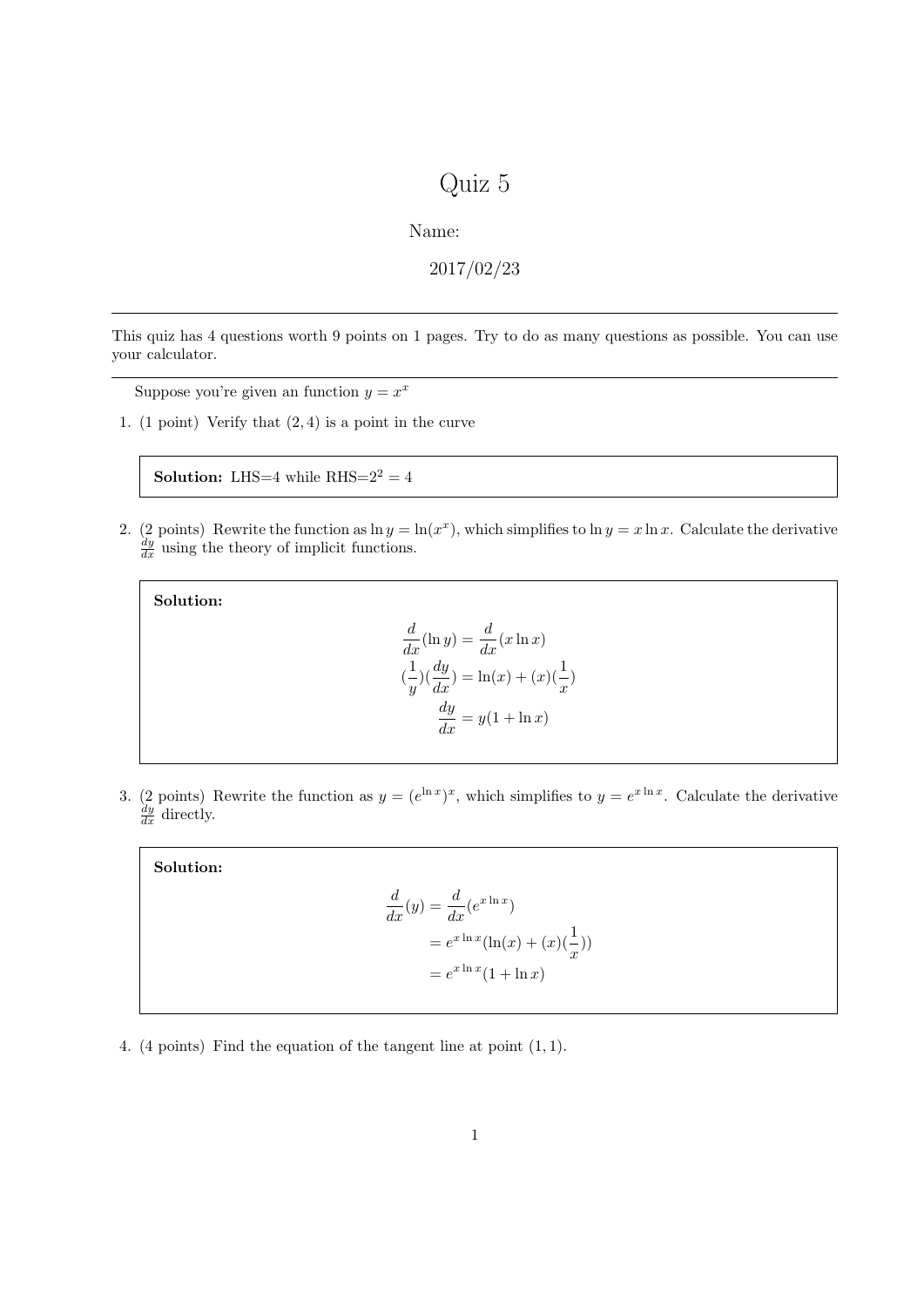# Quiz 5

Name:

2017/02/23

---

This quiz has 4 questions worth 9 points on 1 pages. Try to do as many questions as possible. You can use your calculator.

---

Suppose you're given an function $y = x^x$

1. (1 point) Verify that $(2, 4)$ is a point in the curve

> **Solution:** LHS=4 while RHS=$2^2 = 4$

2. (2 points) Rewrite the function as $\ln y = \ln(x^x)$, which simplifies to $\ln y = x \ln x$. Calculate the derivative $\frac{dy}{dx}$ using the theory of implicit functions.

> **Solution:**
>
> $$\frac{d}{dx}(\ln y) = \frac{d}{dx}(x \ln x)$$
> $$(\frac{1}{y})(\frac{dy}{dx}) = \ln(x) + (x)(\frac{1}{x})$$
> $$\frac{dy}{dx} = y(1 + \ln x)$$

3. (2 points) Rewrite the function as $y = (e^{\ln x})^x$, which simplifies to $y = e^{x \ln x}$. Calculate the derivative $\frac{dy}{dx}$ directly.

> **Solution:**
>
> $$\begin{aligned}\frac{d}{dx}(y) &= \frac{d}{dx}(e^{x \ln x}) \\ &= e^{x \ln x}(\ln(x) + (x)(\frac{1}{x})) \\ &= e^{x \ln x}(1 + \ln x)\end{aligned}$$

4. (4 points) Find the equation of the tangent line at point $(1, 1)$.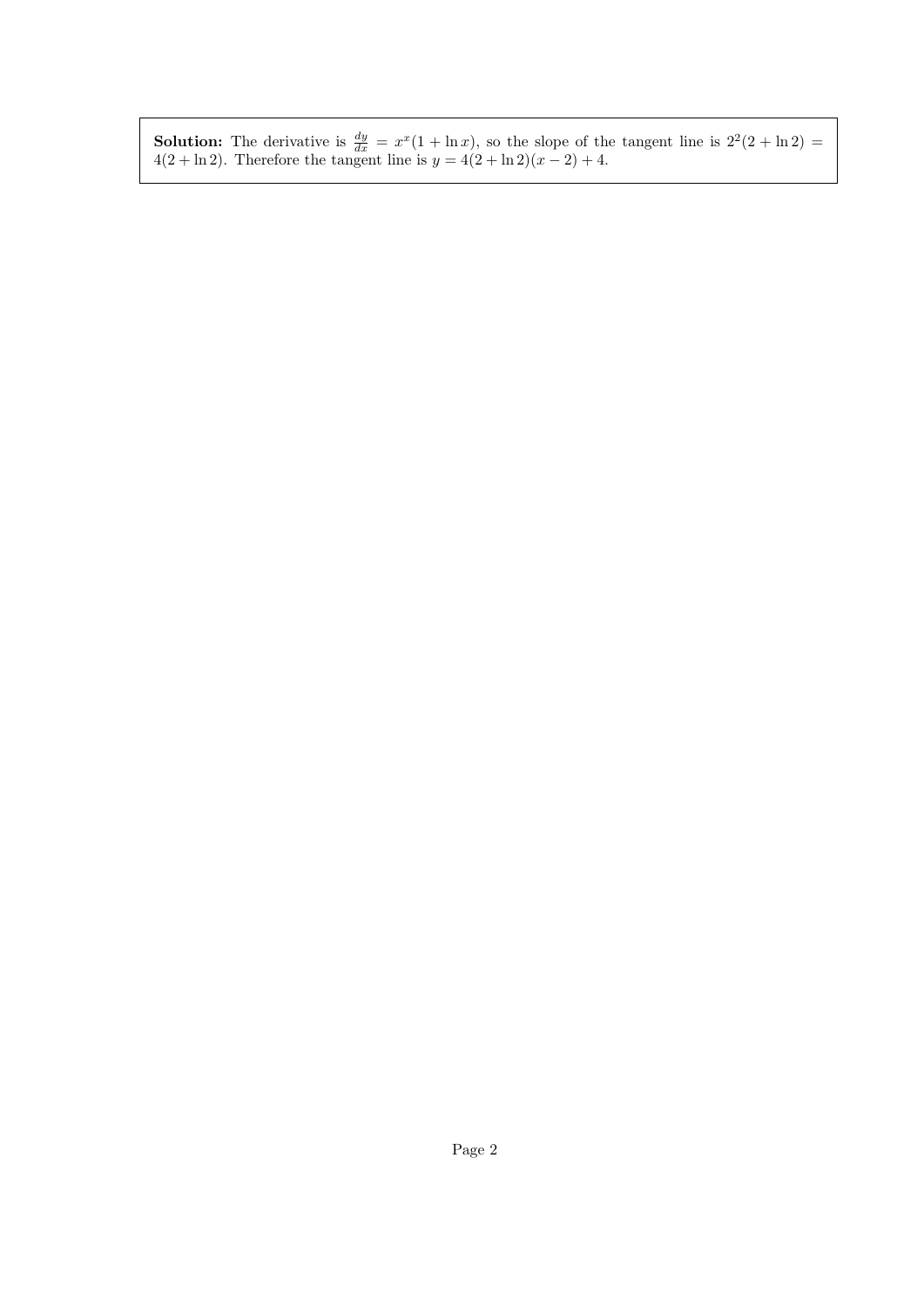**Solution:** The derivative is $\frac{dy}{dx} = x^x(1 + \ln x)$, so the slope of the tangent line is $2^2(2 + \ln 2) = 4(2 + \ln 2)$. Therefore the tangent line is $y = 4(2 + \ln 2)(x - 2) + 4$.